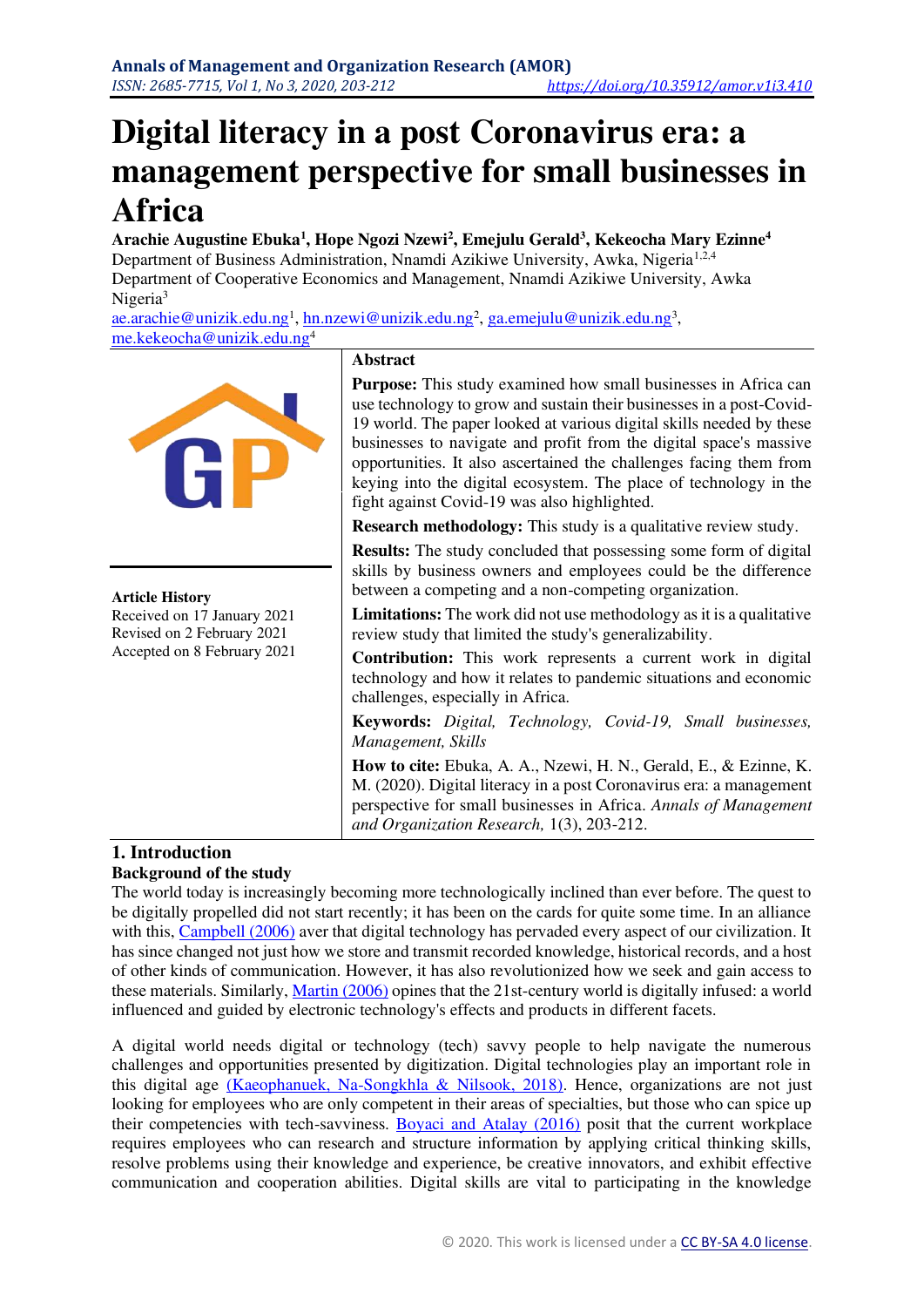# Digital literacy in a post Coronavirus era: a management perspective for small businesses in Africa

**Arachie Augustine Ebuka[1], Hope Ngozi Nzewi[2], Emejulu Gerald[3], Kekeocha Mary Ezinne[4]**
Department of Business Administration, Nnamdi Azikiwe University, Awka, Nigeria[1,2,4]
Department of Cooperative Economics and Management, Nnamdi Azikiwe University, Awka Nigeria[3]
ae.arachie@unizik.edu.ng[1], hn.nzewi@unizik.edu.ng[2], ga.emejulu@unizik.edu.ng[3], me.kekeocha@unizik.edu.ng[4]

**Article History**
Received on 17 January 2021
Revised on 2 February 2021
Accepted on 8 February 2021

## Abstract

**Purpose:** This study examined how small businesses in Africa can use technology to grow and sustain their businesses in a post-Covid-19 world. The paper looked at various digital skills needed by these businesses to navigate and profit from the digital space's massive opportunities. It also ascertained the challenges facing them from keying into the digital ecosystem. The place of technology in the fight against Covid-19 was also highlighted.

**Research methodology:** This study is a qualitative review study.

**Results:** The study concluded that possessing some form of digital skills by business owners and employees could be the difference between a competing and a non-competing organization.

**Limitations:** The work did not use methodology as it is a qualitative review study that limited the study's generalizability.

**Contribution:** This work represents a current work in digital technology and how it relates to pandemic situations and economic challenges, especially in Africa.

**Keywords:** *Digital, Technology, Covid-19, Small businesses, Management, Skills*

**How to cite:** Ebuka, A. A., Nzewi, H. N., Gerald, E., & Ezinne, K. M. (2020). Digital literacy in a post Coronavirus era: a management perspective for small businesses in Africa. *Annals of Management and Organization Research,* 1(3), 203-212.

## 1. Introduction

### Background of the study

The world today is increasingly becoming more technologically inclined than ever before. The quest to be digitally propelled did not start recently; it has been on the cards for quite some time. In an alliance with this, Campbell (2006) aver that digital technology has pervaded every aspect of our civilization. It has since changed not just how we store and transmit recorded knowledge, historical records, and a host of other kinds of communication. However, it has also revolutionized how we seek and gain access to these materials. Similarly, Martin (2006) opines that the 21st-century world is digitally infused: a world influenced and guided by electronic technology's effects and products in different facets.

A digital world needs digital or technology (tech) savvy people to help navigate the numerous challenges and opportunities presented by digitization. Digital technologies play an important role in this digital age (Kaeophanuek, Na-Songkhla & Nilsook, 2018). Hence, organizations are not just looking for employees who are only competent in their areas of specialties, but those who can spice up their competencies with tech-savviness. Boyaci and Atalay (2016) posit that the current workplace requires employees who can research and structure information by applying critical thinking skills, resolve problems using their knowledge and experience, be creative innovators, and exhibit effective communication and cooperation abilities. Digital skills are vital to participating in the knowledge

© 2020. This work is licensed under a CC BY-SA 4.0 license.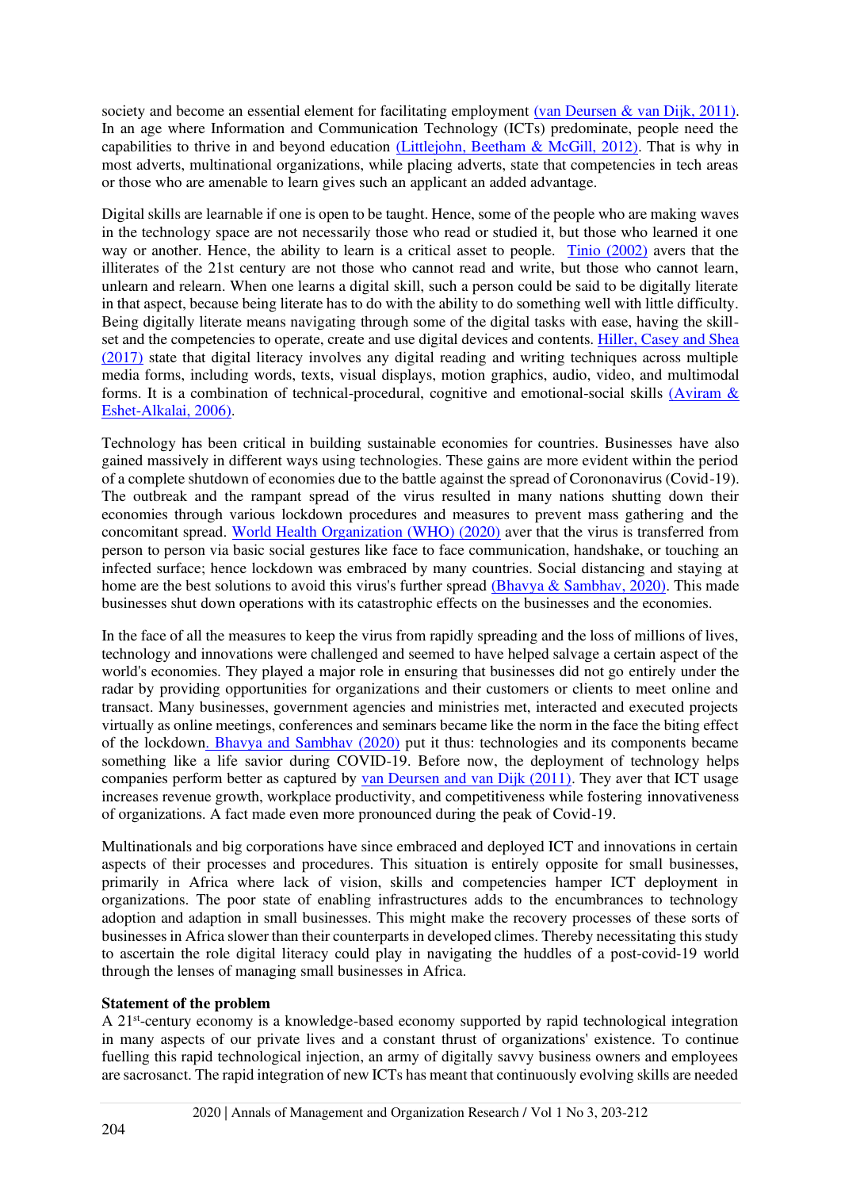society and become an essential element for facilitating employment (van Deursen & van Dijk, 2011). In an age where Information and Communication Technology (ICTs) predominate, people need the capabilities to thrive in and beyond education (Littlejohn, Beetham & McGill, 2012). That is why in most adverts, multinational organizations, while placing adverts, state that competencies in tech areas or those who are amenable to learn gives such an applicant an added advantage.

Digital skills are learnable if one is open to be taught. Hence, some of the people who are making waves in the technology space are not necessarily those who read or studied it, but those who learned it one way or another. Hence, the ability to learn is a critical asset to people. Tinio (2002) avers that the illiterates of the 21st century are not those who cannot read and write, but those who cannot learn, unlearn and relearn. When one learns a digital skill, such a person could be said to be digitally literate in that aspect, because being literate has to do with the ability to do something well with little difficulty. Being digitally literate means navigating through some of the digital tasks with ease, having the skill-set and the competencies to operate, create and use digital devices and contents. Hiller, Casey and Shea (2017) state that digital literacy involves any digital reading and writing techniques across multiple media forms, including words, texts, visual displays, motion graphics, audio, video, and multimodal forms. It is a combination of technical-procedural, cognitive and emotional-social skills (Aviram & Eshet-Alkalai, 2006).

Technology has been critical in building sustainable economies for countries. Businesses have also gained massively in different ways using technologies. These gains are more evident within the period of a complete shutdown of economies due to the battle against the spread of Corononavirus (Covid-19). The outbreak and the rampant spread of the virus resulted in many nations shutting down their economies through various lockdown procedures and measures to prevent mass gathering and the concomitant spread. World Health Organization (WHO) (2020) aver that the virus is transferred from person to person via basic social gestures like face to face communication, handshake, or touching an infected surface; hence lockdown was embraced by many countries. Social distancing and staying at home are the best solutions to avoid this virus's further spread (Bhavya & Sambhav, 2020). This made businesses shut down operations with its catastrophic effects on the businesses and the economies.

In the face of all the measures to keep the virus from rapidly spreading and the loss of millions of lives, technology and innovations were challenged and seemed to have helped salvage a certain aspect of the world's economies. They played a major role in ensuring that businesses did not go entirely under the radar by providing opportunities for organizations and their customers or clients to meet online and transact. Many businesses, government agencies and ministries met, interacted and executed projects virtually as online meetings, conferences and seminars became like the norm in the face the biting effect of the lockdown. Bhavya and Sambhav (2020) put it thus: technologies and its components became something like a life savior during COVID-19. Before now, the deployment of technology helps companies perform better as captured by van Deursen and van Dijk (2011). They aver that ICT usage increases revenue growth, workplace productivity, and competitiveness while fostering innovativeness of organizations. A fact made even more pronounced during the peak of Covid-19.

Multinationals and big corporations have since embraced and deployed ICT and innovations in certain aspects of their processes and procedures. This situation is entirely opposite for small businesses, primarily in Africa where lack of vision, skills and competencies hamper ICT deployment in organizations. The poor state of enabling infrastructures adds to the encumbrances to technology adoption and adaption in small businesses. This might make the recovery processes of these sorts of businesses in Africa slower than their counterparts in developed climes. Thereby necessitating this study to ascertain the role digital literacy could play in navigating the huddles of a post-covid-19 world through the lenses of managing small businesses in Africa.

**Statement of the problem**

A 21st-century economy is a knowledge-based economy supported by rapid technological integration in many aspects of our private lives and a constant thrust of organizations' existence. To continue fuelling this rapid technological injection, an army of digitally savvy business owners and employees are sacrosanct. The rapid integration of new ICTs has meant that continuously evolving skills are needed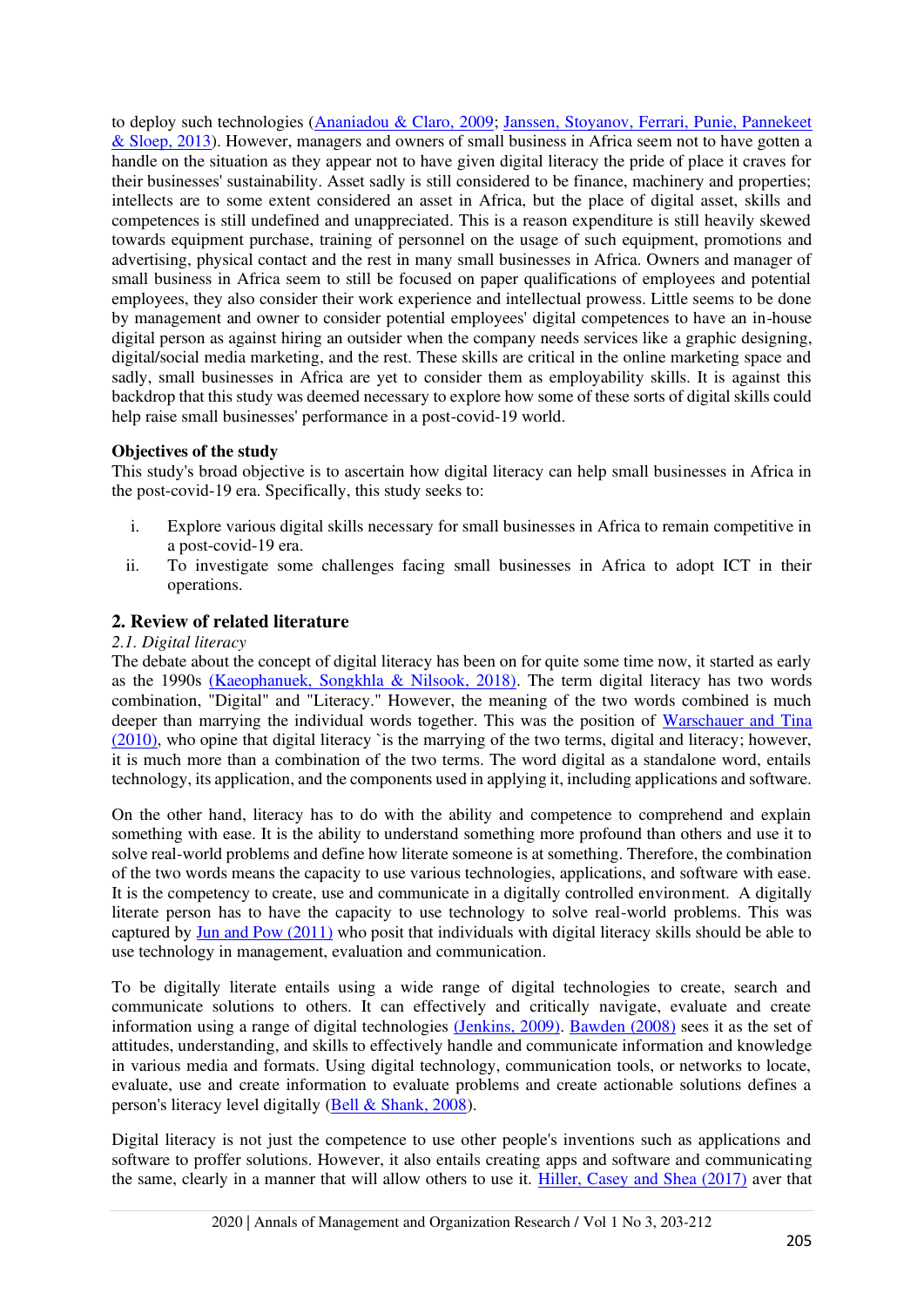to deploy such technologies (Ananiadou & Claro, 2009; Janssen, Stoyanov, Ferrari, Punie, Pannekeet & Sloep, 2013). However, managers and owners of small business in Africa seem not to have gotten a handle on the situation as they appear not to have given digital literacy the pride of place it craves for their businesses' sustainability. Asset sadly is still considered to be finance, machinery and properties; intellects are to some extent considered an asset in Africa, but the place of digital asset, skills and competences is still undefined and unappreciated. This is a reason expenditure is still heavily skewed towards equipment purchase, training of personnel on the usage of such equipment, promotions and advertising, physical contact and the rest in many small businesses in Africa. Owners and manager of small business in Africa seem to still be focused on paper qualifications of employees and potential employees, they also consider their work experience and intellectual prowess. Little seems to be done by management and owner to consider potential employees' digital competences to have an in-house digital person as against hiring an outsider when the company needs services like a graphic designing, digital/social media marketing, and the rest. These skills are critical in the online marketing space and sadly, small businesses in Africa are yet to consider them as employability skills. It is against this backdrop that this study was deemed necessary to explore how some of these sorts of digital skills could help raise small businesses' performance in a post-covid-19 world.

**Objectives of the study**

This study's broad objective is to ascertain how digital literacy can help small businesses in Africa in the post-covid-19 era. Specifically, this study seeks to:

i. Explore various digital skills necessary for small businesses in Africa to remain competitive in a post-covid-19 era.
ii. To investigate some challenges facing small businesses in Africa to adopt ICT in their operations.

## 2. Review of related literature

### *2.1. Digital literacy*

The debate about the concept of digital literacy has been on for quite some time now, it started as early as the 1990s (Kaeophanuek, Songkhla & Nilsook, 2018). The term digital literacy has two words combination, "Digital" and "Literacy." However, the meaning of the two words combined is much deeper than marrying the individual words together. This was the position of Warschauer and Tina (2010), who opine that digital literacy `is the marrying of the two terms, digital and literacy; however, it is much more than a combination of the two terms. The word digital as a standalone word, entails technology, its application, and the components used in applying it, including applications and software.

On the other hand, literacy has to do with the ability and competence to comprehend and explain something with ease. It is the ability to understand something more profound than others and use it to solve real-world problems and define how literate someone is at something. Therefore, the combination of the two words means the capacity to use various technologies, applications, and software with ease. It is the competency to create, use and communicate in a digitally controlled environment. A digitally literate person has to have the capacity to use technology to solve real-world problems. This was captured by Jun and Pow (2011) who posit that individuals with digital literacy skills should be able to use technology in management, evaluation and communication.

To be digitally literate entails using a wide range of digital technologies to create, search and communicate solutions to others. It can effectively and critically navigate, evaluate and create information using a range of digital technologies (Jenkins, 2009). Bawden (2008) sees it as the set of attitudes, understanding, and skills to effectively handle and communicate information and knowledge in various media and formats. Using digital technology, communication tools, or networks to locate, evaluate, use and create information to evaluate problems and create actionable solutions defines a person's literacy level digitally (Bell & Shank, 2008).

Digital literacy is not just the competence to use other people's inventions such as applications and software to proffer solutions. However, it also entails creating apps and software and communicating the same, clearly in a manner that will allow others to use it. Hiller, Casey and Shea (2017) aver that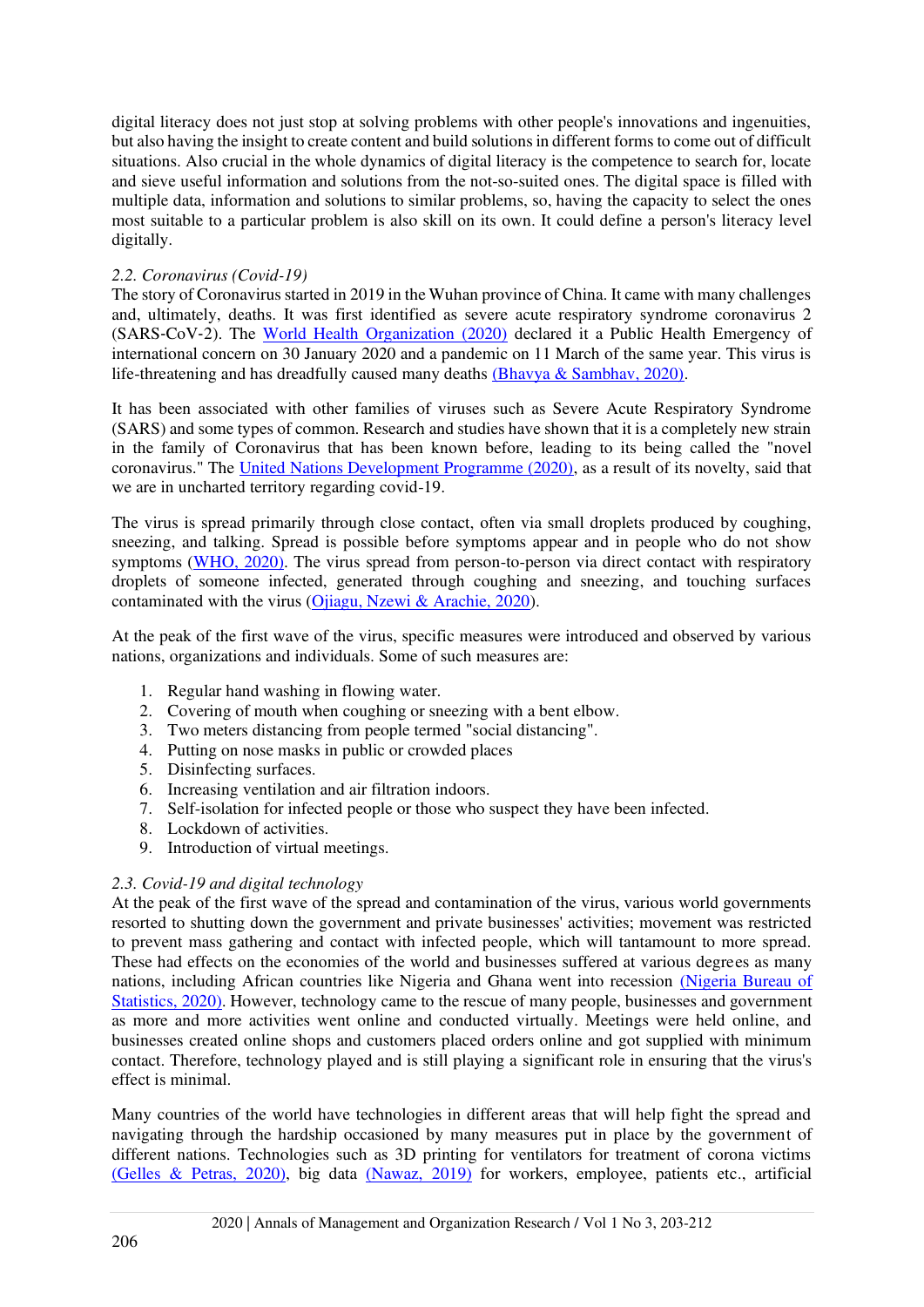digital literacy does not just stop at solving problems with other people's innovations and ingenuities, but also having the insight to create content and build solutions in different forms to come out of difficult situations. Also crucial in the whole dynamics of digital literacy is the competence to search for, locate and sieve useful information and solutions from the not-so-suited ones. The digital space is filled with multiple data, information and solutions to similar problems, so, having the capacity to select the ones most suitable to a particular problem is also skill on its own. It could define a person's literacy level digitally.

### *2.2. Coronavirus (Covid-19)*

The story of Coronavirus started in 2019 in the Wuhan province of China. It came with many challenges and, ultimately, deaths. It was first identified as severe acute respiratory syndrome coronavirus 2 (SARS-CoV-2). The World Health Organization (2020) declared it a Public Health Emergency of international concern on 30 January 2020 and a pandemic on 11 March of the same year. This virus is life-threatening and has dreadfully caused many deaths (Bhavya & Sambhav, 2020).

It has been associated with other families of viruses such as Severe Acute Respiratory Syndrome (SARS) and some types of common. Research and studies have shown that it is a completely new strain in the family of Coronavirus that has been known before, leading to its being called the "novel coronavirus." The United Nations Development Programme (2020), as a result of its novelty, said that we are in uncharted territory regarding covid-19.

The virus is spread primarily through close contact, often via small droplets produced by coughing, sneezing, and talking. Spread is possible before symptoms appear and in people who do not show symptoms (WHO, 2020). The virus spread from person-to-person via direct contact with respiratory droplets of someone infected, generated through coughing and sneezing, and touching surfaces contaminated with the virus (Ojiagu, Nzewi & Arachie, 2020).

At the peak of the first wave of the virus, specific measures were introduced and observed by various nations, organizations and individuals. Some of such measures are:

1. Regular hand washing in flowing water.
2. Covering of mouth when coughing or sneezing with a bent elbow.
3. Two meters distancing from people termed "social distancing".
4. Putting on nose masks in public or crowded places
5. Disinfecting surfaces.
6. Increasing ventilation and air filtration indoors.
7. Self-isolation for infected people or those who suspect they have been infected.
8. Lockdown of activities.
9. Introduction of virtual meetings.

### *2.3. Covid-19 and digital technology*

At the peak of the first wave of the spread and contamination of the virus, various world governments resorted to shutting down the government and private businesses' activities; movement was restricted to prevent mass gathering and contact with infected people, which will tantamount to more spread. These had effects on the economies of the world and businesses suffered at various degrees as many nations, including African countries like Nigeria and Ghana went into recession (Nigeria Bureau of Statistics, 2020). However, technology came to the rescue of many people, businesses and government as more and more activities went online and conducted virtually. Meetings were held online, and businesses created online shops and customers placed orders online and got supplied with minimum contact. Therefore, technology played and is still playing a significant role in ensuring that the virus's effect is minimal.

Many countries of the world have technologies in different areas that will help fight the spread and navigating through the hardship occasioned by many measures put in place by the government of different nations. Technologies such as 3D printing for ventilators for treatment of corona victims (Gelles & Petras, 2020), big data (Nawaz, 2019) for workers, employee, patients etc., artificial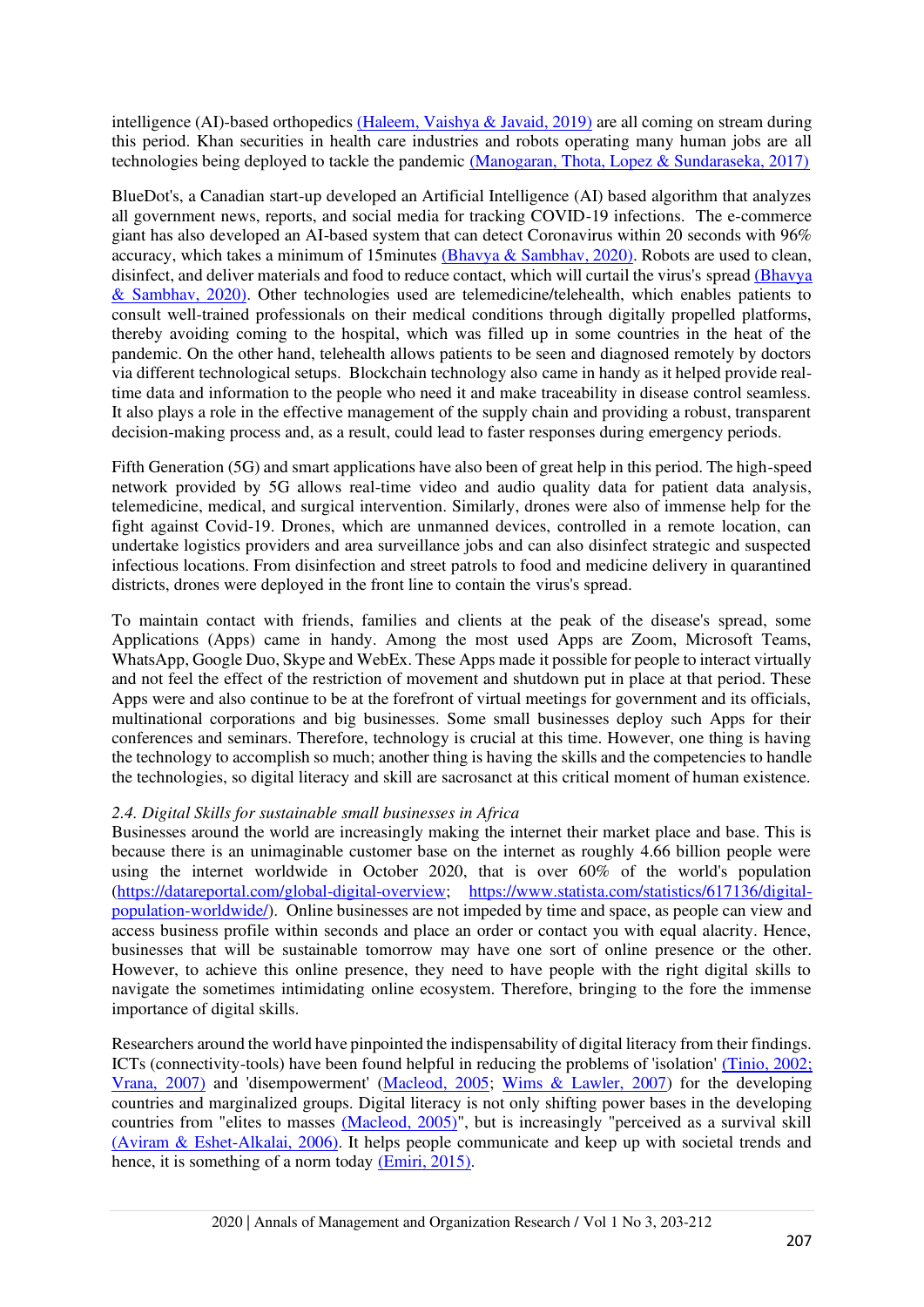intelligence (AI)-based orthopedics (Haleem, Vaishya & Javaid, 2019) are all coming on stream during this period. Khan securities in health care industries and robots operating many human jobs are all technologies being deployed to tackle the pandemic (Manogaran, Thota, Lopez & Sundaraseka, 2017)

BlueDot's, a Canadian start-up developed an Artificial Intelligence (AI) based algorithm that analyzes all government news, reports, and social media for tracking COVID-19 infections. The e-commerce giant has also developed an AI-based system that can detect Coronavirus within 20 seconds with 96% accuracy, which takes a minimum of 15minutes (Bhavya & Sambhav, 2020). Robots are used to clean, disinfect, and deliver materials and food to reduce contact, which will curtail the virus's spread (Bhavya & Sambhav, 2020). Other technologies used are telemedicine/telehealth, which enables patients to consult well-trained professionals on their medical conditions through digitally propelled platforms, thereby avoiding coming to the hospital, which was filled up in some countries in the heat of the pandemic. On the other hand, telehealth allows patients to be seen and diagnosed remotely by doctors via different technological setups. Blockchain technology also came in handy as it helped provide real-time data and information to the people who need it and make traceability in disease control seamless. It also plays a role in the effective management of the supply chain and providing a robust, transparent decision-making process and, as a result, could lead to faster responses during emergency periods.

Fifth Generation (5G) and smart applications have also been of great help in this period. The high-speed network provided by 5G allows real-time video and audio quality data for patient data analysis, telemedicine, medical, and surgical intervention. Similarly, drones were also of immense help for the fight against Covid-19. Drones, which are unmanned devices, controlled in a remote location, can undertake logistics providers and area surveillance jobs and can also disinfect strategic and suspected infectious locations. From disinfection and street patrols to food and medicine delivery in quarantined districts, drones were deployed in the front line to contain the virus's spread.

To maintain contact with friends, families and clients at the peak of the disease's spread, some Applications (Apps) came in handy. Among the most used Apps are Zoom, Microsoft Teams, WhatsApp, Google Duo, Skype and WebEx. These Apps made it possible for people to interact virtually and not feel the effect of the restriction of movement and shutdown put in place at that period. These Apps were and also continue to be at the forefront of virtual meetings for government and its officials, multinational corporations and big businesses. Some small businesses deploy such Apps for their conferences and seminars. Therefore, technology is crucial at this time. However, one thing is having the technology to accomplish so much; another thing is having the skills and the competencies to handle the technologies, so digital literacy and skill are sacrosanct at this critical moment of human existence.

### *2.4. Digital Skills for sustainable small businesses in Africa*

Businesses around the world are increasingly making the internet their market place and base. This is because there is an unimaginable customer base on the internet as roughly 4.66 billion people were using the internet worldwide in October 2020, that is over 60% of the world's population (https://datareportal.com/global-digital-overview; https://www.statista.com/statistics/617136/digital-population-worldwide/). Online businesses are not impeded by time and space, as people can view and access business profile within seconds and place an order or contact you with equal alacrity. Hence, businesses that will be sustainable tomorrow may have one sort of online presence or the other. However, to achieve this online presence, they need to have people with the right digital skills to navigate the sometimes intimidating online ecosystem. Therefore, bringing to the fore the immense importance of digital skills.

Researchers around the world have pinpointed the indispensability of digital literacy from their findings. ICTs (connectivity-tools) have been found helpful in reducing the problems of 'isolation' (Tinio, 2002; Vrana, 2007) and 'disempowerment' (Macleod, 2005; Wims & Lawler, 2007) for the developing countries and marginalized groups. Digital literacy is not only shifting power bases in the developing countries from "elites to masses (Macleod, 2005)", but is increasingly "perceived as a survival skill (Aviram & Eshet-Alkalai, 2006). It helps people communicate and keep up with societal trends and hence, it is something of a norm today (Emiri, 2015).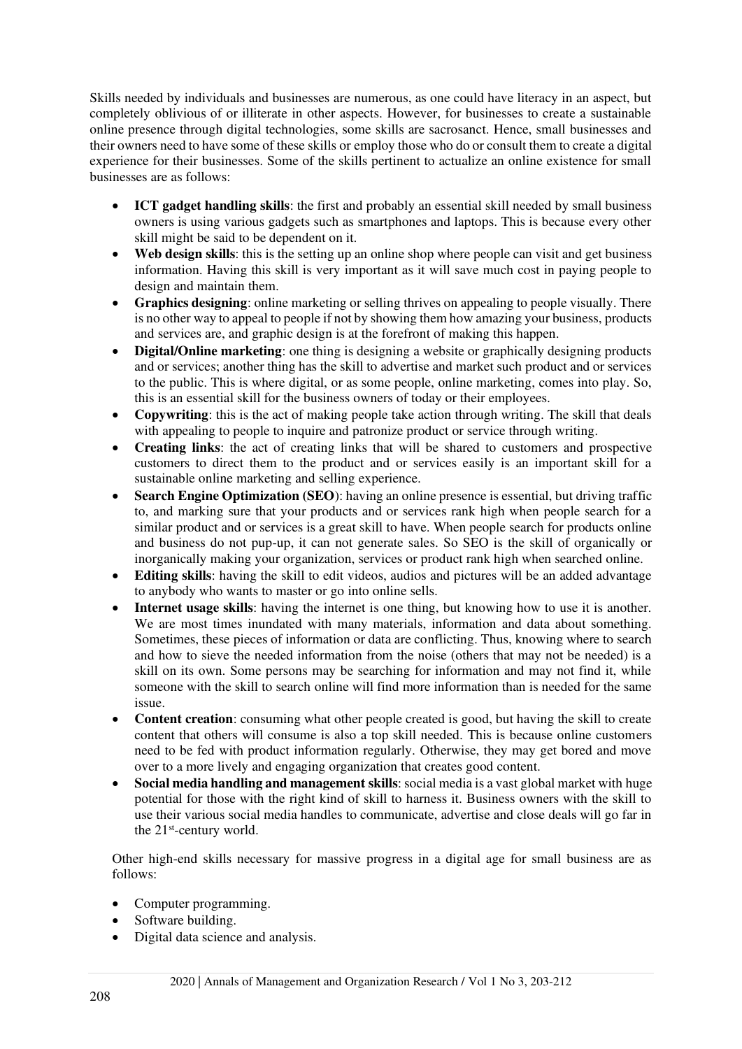Skills needed by individuals and businesses are numerous, as one could have literacy in an aspect, but completely oblivious of or illiterate in other aspects. However, for businesses to create a sustainable online presence through digital technologies, some skills are sacrosanct. Hence, small businesses and their owners need to have some of these skills or employ those who do or consult them to create a digital experience for their businesses. Some of the skills pertinent to actualize an online existence for small businesses are as follows:

- **ICT gadget handling skills**: the first and probably an essential skill needed by small business owners is using various gadgets such as smartphones and laptops. This is because every other skill might be said to be dependent on it.
- **Web design skills**: this is the setting up an online shop where people can visit and get business information. Having this skill is very important as it will save much cost in paying people to design and maintain them.
- **Graphics designing**: online marketing or selling thrives on appealing to people visually. There is no other way to appeal to people if not by showing them how amazing your business, products and services are, and graphic design is at the forefront of making this happen.
- **Digital/Online marketing**: one thing is designing a website or graphically designing products and or services; another thing has the skill to advertise and market such product and or services to the public. This is where digital, or as some people, online marketing, comes into play. So, this is an essential skill for the business owners of today or their employees.
- **Copywriting**: this is the act of making people take action through writing. The skill that deals with appealing to people to inquire and patronize product or service through writing.
- **Creating links**: the act of creating links that will be shared to customers and prospective customers to direct them to the product and or services easily is an important skill for a sustainable online marketing and selling experience.
- **Search Engine Optimization (SEO)**: having an online presence is essential, but driving traffic to, and marking sure that your products and or services rank high when people search for a similar product and or services is a great skill to have. When people search for products online and business do not pup-up, it can not generate sales. So SEO is the skill of organically or inorganically making your organization, services or product rank high when searched online.
- **Editing skills**: having the skill to edit videos, audios and pictures will be an added advantage to anybody who wants to master or go into online sells.
- **Internet usage skills**: having the internet is one thing, but knowing how to use it is another. We are most times inundated with many materials, information and data about something. Sometimes, these pieces of information or data are conflicting. Thus, knowing where to search and how to sieve the needed information from the noise (others that may not be needed) is a skill on its own. Some persons may be searching for information and may not find it, while someone with the skill to search online will find more information than is needed for the same issue.
- **Content creation**: consuming what other people created is good, but having the skill to create content that others will consume is also a top skill needed. This is because online customers need to be fed with product information regularly. Otherwise, they may get bored and move over to a more lively and engaging organization that creates good content.
- **Social media handling and management skills**: social media is a vast global market with huge potential for those with the right kind of skill to harness it. Business owners with the skill to use their various social media handles to communicate, advertise and close deals will go far in the 21st-century world.

Other high-end skills necessary for massive progress in a digital age for small business are as follows:

- Computer programming.
- Software building.
- Digital data science and analysis.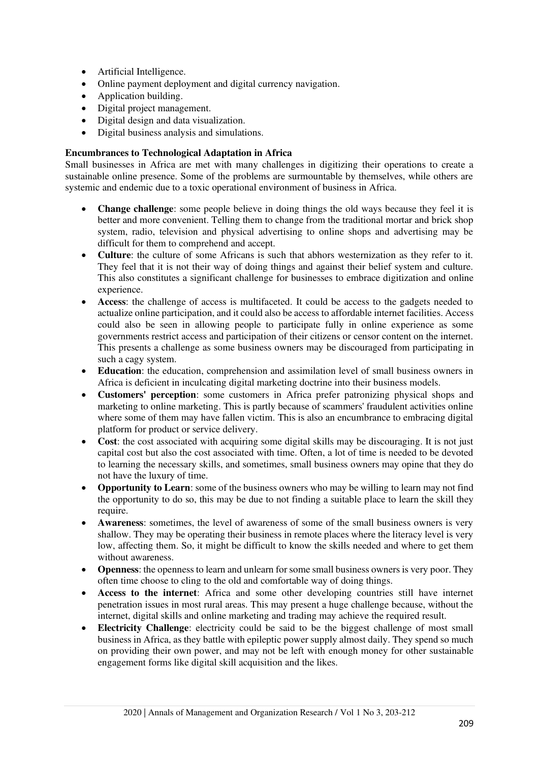- Artificial Intelligence.
- Online payment deployment and digital currency navigation.
- Application building.
- Digital project management.
- Digital design and data visualization.
- Digital business analysis and simulations.

**Encumbrances to Technological Adaptation in Africa**

Small businesses in Africa are met with many challenges in digitizing their operations to create a sustainable online presence. Some of the problems are surmountable by themselves, while others are systemic and endemic due to a toxic operational environment of business in Africa.

- **Change challenge**: some people believe in doing things the old ways because they feel it is better and more convenient. Telling them to change from the traditional mortar and brick shop system, radio, television and physical advertising to online shops and advertising may be difficult for them to comprehend and accept.
- **Culture**: the culture of some Africans is such that abhors westernization as they refer to it. They feel that it is not their way of doing things and against their belief system and culture. This also constitutes a significant challenge for businesses to embrace digitization and online experience.
- **Access**: the challenge of access is multifaceted. It could be access to the gadgets needed to actualize online participation, and it could also be access to affordable internet facilities. Access could also be seen in allowing people to participate fully in online experience as some governments restrict access and participation of their citizens or censor content on the internet. This presents a challenge as some business owners may be discouraged from participating in such a cagy system.
- **Education**: the education, comprehension and assimilation level of small business owners in Africa is deficient in inculcating digital marketing doctrine into their business models.
- **Customers' perception**: some customers in Africa prefer patronizing physical shops and marketing to online marketing. This is partly because of scammers' fraudulent activities online where some of them may have fallen victim. This is also an encumbrance to embracing digital platform for product or service delivery.
- **Cost**: the cost associated with acquiring some digital skills may be discouraging. It is not just capital cost but also the cost associated with time. Often, a lot of time is needed to be devoted to learning the necessary skills, and sometimes, small business owners may opine that they do not have the luxury of time.
- **Opportunity to Learn**: some of the business owners who may be willing to learn may not find the opportunity to do so, this may be due to not finding a suitable place to learn the skill they require.
- **Awareness**: sometimes, the level of awareness of some of the small business owners is very shallow. They may be operating their business in remote places where the literacy level is very low, affecting them. So, it might be difficult to know the skills needed and where to get them without awareness.
- **Openness**: the openness to learn and unlearn for some small business owners is very poor. They often time choose to cling to the old and comfortable way of doing things.
- **Access to the internet**: Africa and some other developing countries still have internet penetration issues in most rural areas. This may present a huge challenge because, without the internet, digital skills and online marketing and trading may achieve the required result.
- **Electricity Challenge**: electricity could be said to be the biggest challenge of most small business in Africa, as they battle with epileptic power supply almost daily. They spend so much on providing their own power, and may not be left with enough money for other sustainable engagement forms like digital skill acquisition and the likes.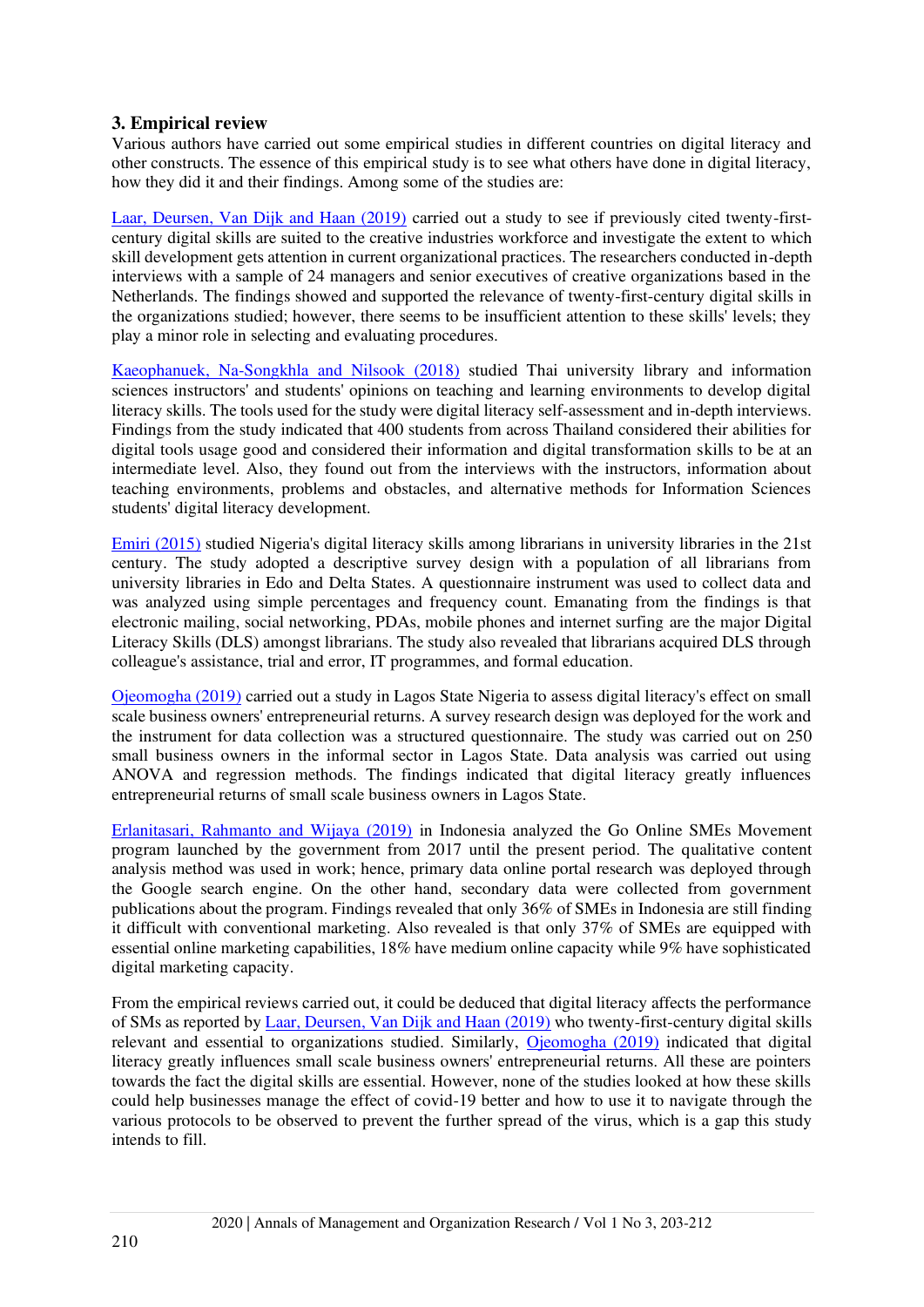## 3. Empirical review

Various authors have carried out some empirical studies in different countries on digital literacy and other constructs. The essence of this empirical study is to see what others have done in digital literacy, how they did it and their findings. Among some of the studies are:

Laar, Deursen, Van Dijk and Haan (2019) carried out a study to see if previously cited twenty-first-century digital skills are suited to the creative industries workforce and investigate the extent to which skill development gets attention in current organizational practices. The researchers conducted in-depth interviews with a sample of 24 managers and senior executives of creative organizations based in the Netherlands. The findings showed and supported the relevance of twenty-first-century digital skills in the organizations studied; however, there seems to be insufficient attention to these skills' levels; they play a minor role in selecting and evaluating procedures.

Kaeophanuek, Na-Songkhla and Nilsook (2018) studied Thai university library and information sciences instructors' and students' opinions on teaching and learning environments to develop digital literacy skills. The tools used for the study were digital literacy self-assessment and in-depth interviews. Findings from the study indicated that 400 students from across Thailand considered their abilities for digital tools usage good and considered their information and digital transformation skills to be at an intermediate level. Also, they found out from the interviews with the instructors, information about teaching environments, problems and obstacles, and alternative methods for Information Sciences students' digital literacy development.

Emiri (2015) studied Nigeria's digital literacy skills among librarians in university libraries in the 21st century. The study adopted a descriptive survey design with a population of all librarians from university libraries in Edo and Delta States. A questionnaire instrument was used to collect data and was analyzed using simple percentages and frequency count. Emanating from the findings is that electronic mailing, social networking, PDAs, mobile phones and internet surfing are the major Digital Literacy Skills (DLS) amongst librarians. The study also revealed that librarians acquired DLS through colleague's assistance, trial and error, IT programmes, and formal education.

Ojeomogha (2019) carried out a study in Lagos State Nigeria to assess digital literacy's effect on small scale business owners' entrepreneurial returns. A survey research design was deployed for the work and the instrument for data collection was a structured questionnaire. The study was carried out on 250 small business owners in the informal sector in Lagos State. Data analysis was carried out using ANOVA and regression methods. The findings indicated that digital literacy greatly influences entrepreneurial returns of small scale business owners in Lagos State.

Erlanitasari, Rahmanto and Wijaya (2019) in Indonesia analyzed the Go Online SMEs Movement program launched by the government from 2017 until the present period. The qualitative content analysis method was used in work; hence, primary data online portal research was deployed through the Google search engine. On the other hand, secondary data were collected from government publications about the program. Findings revealed that only 36% of SMEs in Indonesia are still finding it difficult with conventional marketing. Also revealed is that only 37% of SMEs are equipped with essential online marketing capabilities, 18% have medium online capacity while 9% have sophisticated digital marketing capacity.

From the empirical reviews carried out, it could be deduced that digital literacy affects the performance of SMs as reported by Laar, Deursen, Van Dijk and Haan (2019) who twenty-first-century digital skills relevant and essential to organizations studied. Similarly, Ojeomogha (2019) indicated that digital literacy greatly influences small scale business owners' entrepreneurial returns. All these are pointers towards the fact the digital skills are essential. However, none of the studies looked at how these skills could help businesses manage the effect of covid-19 better and how to use it to navigate through the various protocols to be observed to prevent the further spread of the virus, which is a gap this study intends to fill.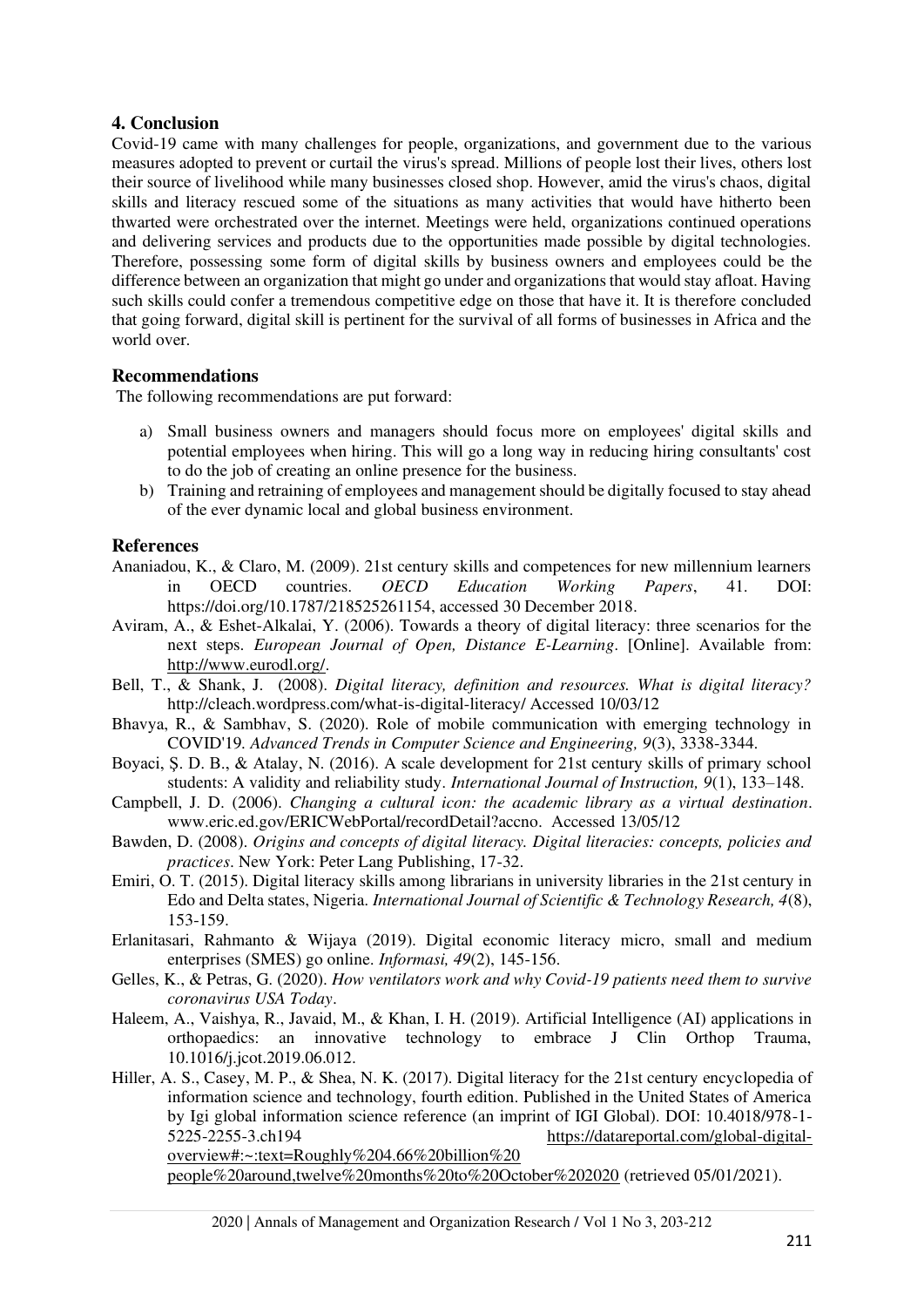## 4. Conclusion

Covid-19 came with many challenges for people, organizations, and government due to the various measures adopted to prevent or curtail the virus's spread. Millions of people lost their lives, others lost their source of livelihood while many businesses closed shop. However, amid the virus's chaos, digital skills and literacy rescued some of the situations as many activities that would have hitherto been thwarted were orchestrated over the internet. Meetings were held, organizations continued operations and delivering services and products due to the opportunities made possible by digital technologies. Therefore, possessing some form of digital skills by business owners and employees could be the difference between an organization that might go under and organizations that would stay afloat. Having such skills could confer a tremendous competitive edge on those that have it. It is therefore concluded that going forward, digital skill is pertinent for the survival of all forms of businesses in Africa and the world over.

### Recommendations

The following recommendations are put forward:

a) Small business owners and managers should focus more on employees' digital skills and potential employees when hiring. This will go a long way in reducing hiring consultants' cost to do the job of creating an online presence for the business.

b) Training and retraining of employees and management should be digitally focused to stay ahead of the ever dynamic local and global business environment.

### References

Ananiadou, K., & Claro, M. (2009). 21st century skills and competences for new millennium learners in OECD countries. *OECD Education Working Papers*, 41. DOI: https://doi.org/10.1787/218525261154, accessed 30 December 2018.

Aviram, A., & Eshet-Alkalai, Y. (2006). Towards a theory of digital literacy: three scenarios for the next steps. *European Journal of Open, Distance E-Learning*. [Online]. Available from: http://www.eurodl.org/.

Bell, T., & Shank, J. (2008). *Digital literacy, definition and resources. What is digital literacy?* http://cleach.wordpress.com/what-is-digital-literacy/ Accessed 10/03/12

Bhavya, R., & Sambhav, S. (2020). Role of mobile communication with emerging technology in COVID'19. *Advanced Trends in Computer Science and Engineering, 9*(3), 3338-3344.

Boyaci, Ş. D. B., & Atalay, N. (2016). A scale development for 21st century skills of primary school students: A validity and reliability study. *International Journal of Instruction, 9*(1), 133–148.

Campbell, J. D. (2006). *Changing a cultural icon: the academic library as a virtual destination*. www.eric.ed.gov/ERICWebPortal/recordDetail?accno. Accessed 13/05/12

Bawden, D. (2008). *Origins and concepts of digital literacy. Digital literacies: concepts, policies and practices*. New York: Peter Lang Publishing, 17-32.

Emiri, O. T. (2015). Digital literacy skills among librarians in university libraries in the 21st century in Edo and Delta states, Nigeria. *International Journal of Scientific & Technology Research, 4*(8), 153-159.

Erlanitasari, Rahmanto & Wijaya (2019). Digital economic literacy micro, small and medium enterprises (SMES) go online. *Informasi, 49*(2), 145-156.

Gelles, K., & Petras, G. (2020). *How ventilators work and why Covid-19 patients need them to survive coronavirus USA Today*.

Haleem, A., Vaishya, R., Javaid, M., & Khan, I. H. (2019). Artificial Intelligence (AI) applications in orthopaedics: an innovative technology to embrace J Clin Orthop Trauma, 10.1016/j.jcot.2019.06.012.

Hiller, A. S., Casey, M. P., & Shea, N. K. (2017). Digital literacy for the 21st century encyclopedia of information science and technology, fourth edition. Published in the United States of America by Igi global information science reference (an imprint of IGI Global). DOI: 10.4018/978-1-5225-2255-3.ch194 https://datareportal.com/global-digital-overview#:~:text=Roughly%204.66%20billion%20people%20around,twelve%20months%20to%20October%202020 (retrieved 05/01/2021).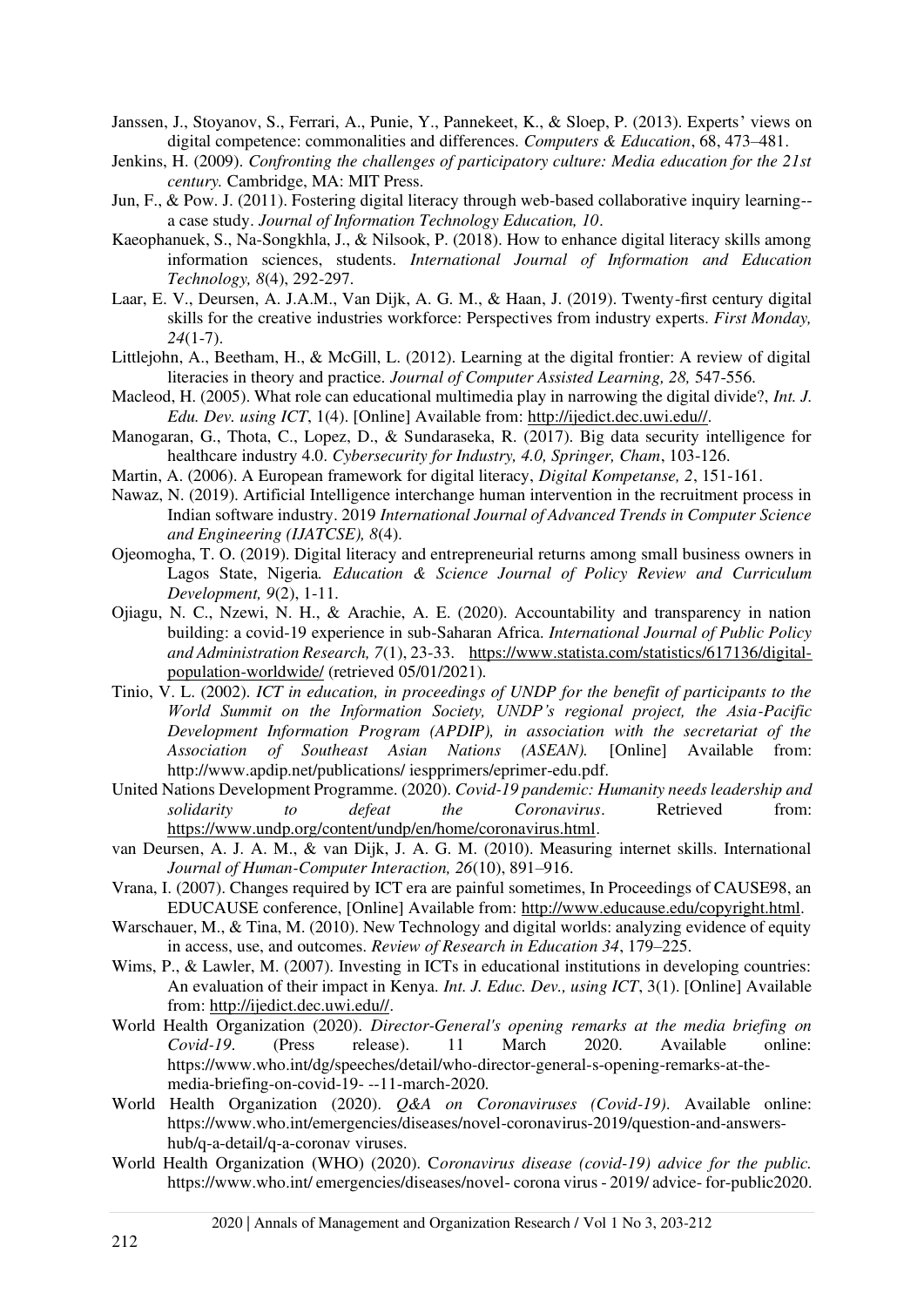Janssen, J., Stoyanov, S., Ferrari, A., Punie, Y., Pannekeet, K., & Sloep, P. (2013). Experts' views on digital competence: commonalities and differences. *Computers & Education*, 68, 473–481.

Jenkins, H. (2009). *Confronting the challenges of participatory culture: Media education for the 21st century.* Cambridge, MA: MIT Press.

Jun, F., & Pow. J. (2011). Fostering digital literacy through web-based collaborative inquiry learning--a case study. *Journal of Information Technology Education, 10*.

Kaeophanuek, S., Na-Songkhla, J., & Nilsook, P. (2018). How to enhance digital literacy skills among information sciences, students. *International Journal of Information and Education Technology, 8*(4), 292-297.

Laar, E. V., Deursen, A. J.A.M., Van Dijk, A. G. M., & Haan, J. (2019). Twenty-first century digital skills for the creative industries workforce: Perspectives from industry experts. *First Monday, 24*(1-7).

Littlejohn, A., Beetham, H., & McGill, L. (2012). Learning at the digital frontier: A review of digital literacies in theory and practice. *Journal of Computer Assisted Learning, 28,* 547-556.

Macleod, H. (2005). What role can educational multimedia play in narrowing the digital divide?, *Int. J. Edu. Dev. using ICT*, 1(4). [Online] Available from: http://ijedict.dec.uwi.edu//.

Manogaran, G., Thota, C., Lopez, D., & Sundaraseka, R. (2017). Big data security intelligence for healthcare industry 4.0. *Cybersecurity for Industry, 4.0, Springer, Cham*, 103-126.

Martin, A. (2006). A European framework for digital literacy, *Digital Kompetanse, 2*, 151-161.

Nawaz, N. (2019). Artificial Intelligence interchange human intervention in the recruitment process in Indian software industry. 2019 *International Journal of Advanced Trends in Computer Science and Engineering (IJATCSE), 8*(4).

Ojeomogha, T. O. (2019). Digital literacy and entrepreneurial returns among small business owners in Lagos State, Nigeria*. Education & Science Journal of Policy Review and Curriculum Development, 9*(2), 1-11.

Ojiagu, N. C., Nzewi, N. H., & Arachie, A. E. (2020). Accountability and transparency in nation building: a covid-19 experience in sub-Saharan Africa. *International Journal of Public Policy and Administration Research, 7*(1), 23-33. https://www.statista.com/statistics/617136/digital-population-worldwide/ (retrieved 05/01/2021).

Tinio, V. L. (2002). *ICT in education, in proceedings of UNDP for the benefit of participants to the World Summit on the Information Society, UNDP's regional project, the Asia-Pacific Development Information Program (APDIP), in association with the secretariat of the Association of Southeast Asian Nations (ASEAN).* [Online] Available from: http://www.apdip.net/publications/ iespprimers/eprimer-edu.pdf.

United Nations Development Programme. (2020). *Covid-19 pandemic: Humanity needs leadership and solidarity to defeat the Coronavirus*. Retrieved from: https://www.undp.org/content/undp/en/home/coronavirus.html.

van Deursen, A. J. A. M., & van Dijk, J. A. G. M. (2010). Measuring internet skills. International *Journal of Human-Computer Interaction, 26*(10), 891–916.

Vrana, I. (2007). Changes required by ICT era are painful sometimes, In Proceedings of CAUSE98, an EDUCAUSE conference, [Online] Available from: http://www.educause.edu/copyright.html.

Warschauer, M., & Tina, M. (2010). New Technology and digital worlds: analyzing evidence of equity in access, use, and outcomes. *Review of Research in Education 34*, 179–225.

Wims, P., & Lawler, M. (2007). Investing in ICTs in educational institutions in developing countries: An evaluation of their impact in Kenya. *Int. J. Educ. Dev., using ICT*, 3(1). [Online] Available from: http://ijedict.dec.uwi.edu//.

World Health Organization (2020). *Director-General's opening remarks at the media briefing on Covid-19*. (Press release). 11 March 2020. Available online: https://www.who.int/dg/speeches/detail/who-director-general-s-opening-remarks-at-the-media-briefing-on-covid-19- --11-march-2020.

World Health Organization (2020). *Q&A on Coronaviruses (Covid-19)*. Available online: https://www.who.int/emergencies/diseases/novel-coronavirus-2019/question-and-answers-hub/q-a-detail/q-a-coronav viruses.

World Health Organization (WHO) (2020). C*oronavirus disease (covid-19) advice for the public.* https://www.who.int/ emergencies/diseases/novel- corona virus - 2019/ advice- for-public2020.